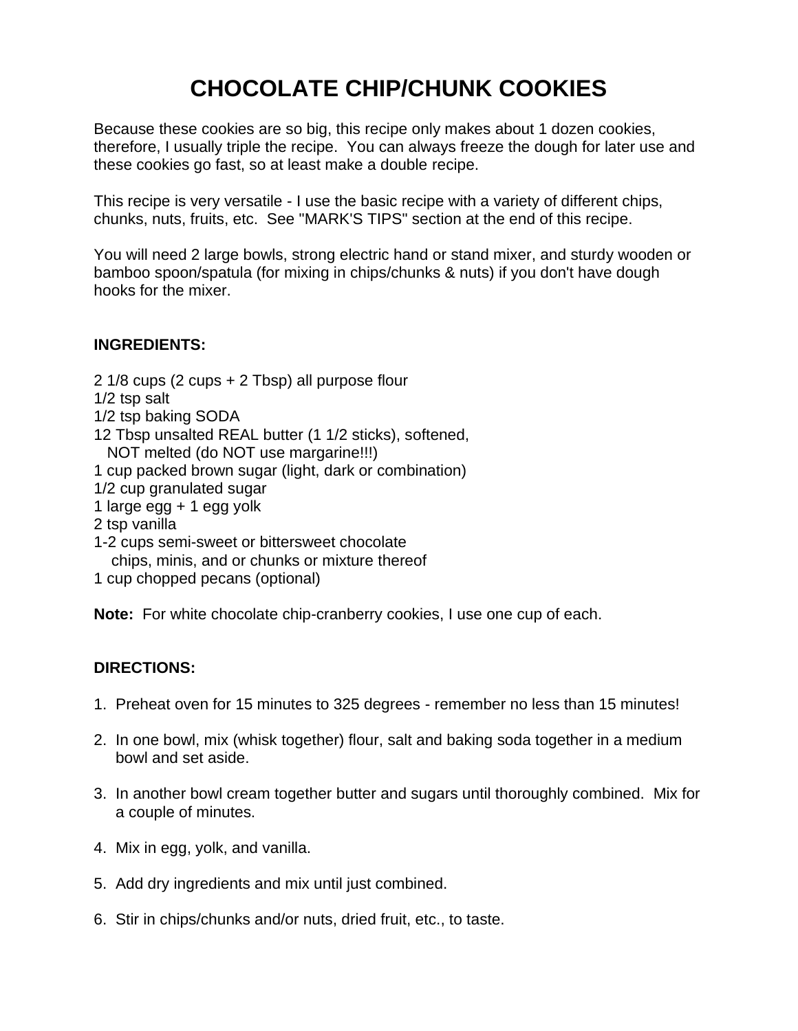# CHOCOLATE CHIP/CHUNK COOKIES

Because these cookies are so big, this recipe only makes about 1 dozen cookies, therefore, I usually triple the recipe. You can always freeze the dough for later use and these cookies go fast, so at least make a double recipe.

This recipe is very versatile - I use the basic recipe with a variety of different chips, chunks, nuts, fruits, etc. See "MARK'S TIPS" section at the end of this recipe.

You will need 2 large bowls, strong electric hand or stand mixer, and sturdy wooden or bamboo spoon/spatula (for mixing in chips/chunks & nuts) if you don't have dough hooks for the mixer.

**INGREDIENTS:**

2 1/8 cups (2 cups + 2 Tbsp) all purpose flour
1/2 tsp salt
1/2 tsp baking SODA
12 Tbsp unsalted REAL butter (1 1/2 sticks), softened,
NOT melted (do NOT use margarine!!!)
1 cup packed brown sugar (light, dark or combination)
1/2 cup granulated sugar
1 large egg + 1 egg yolk
2 tsp vanilla
1-2 cups semi-sweet or bittersweet chocolate
chips, minis, and or chunks or mixture thereof
1 cup chopped pecans (optional)

**Note:** For white chocolate chip-cranberry cookies, I use one cup of each.

**DIRECTIONS:**

1. Preheat oven for 15 minutes to 325 degrees - remember no less than 15 minutes!

2. In one bowl, mix (whisk together) flour, salt and baking soda together in a medium bowl and set aside.

3. In another bowl cream together butter and sugars until thoroughly combined. Mix for a couple of minutes.

4. Mix in egg, yolk, and vanilla.

5. Add dry ingredients and mix until just combined.

6. Stir in chips/chunks and/or nuts, dried fruit, etc., to taste.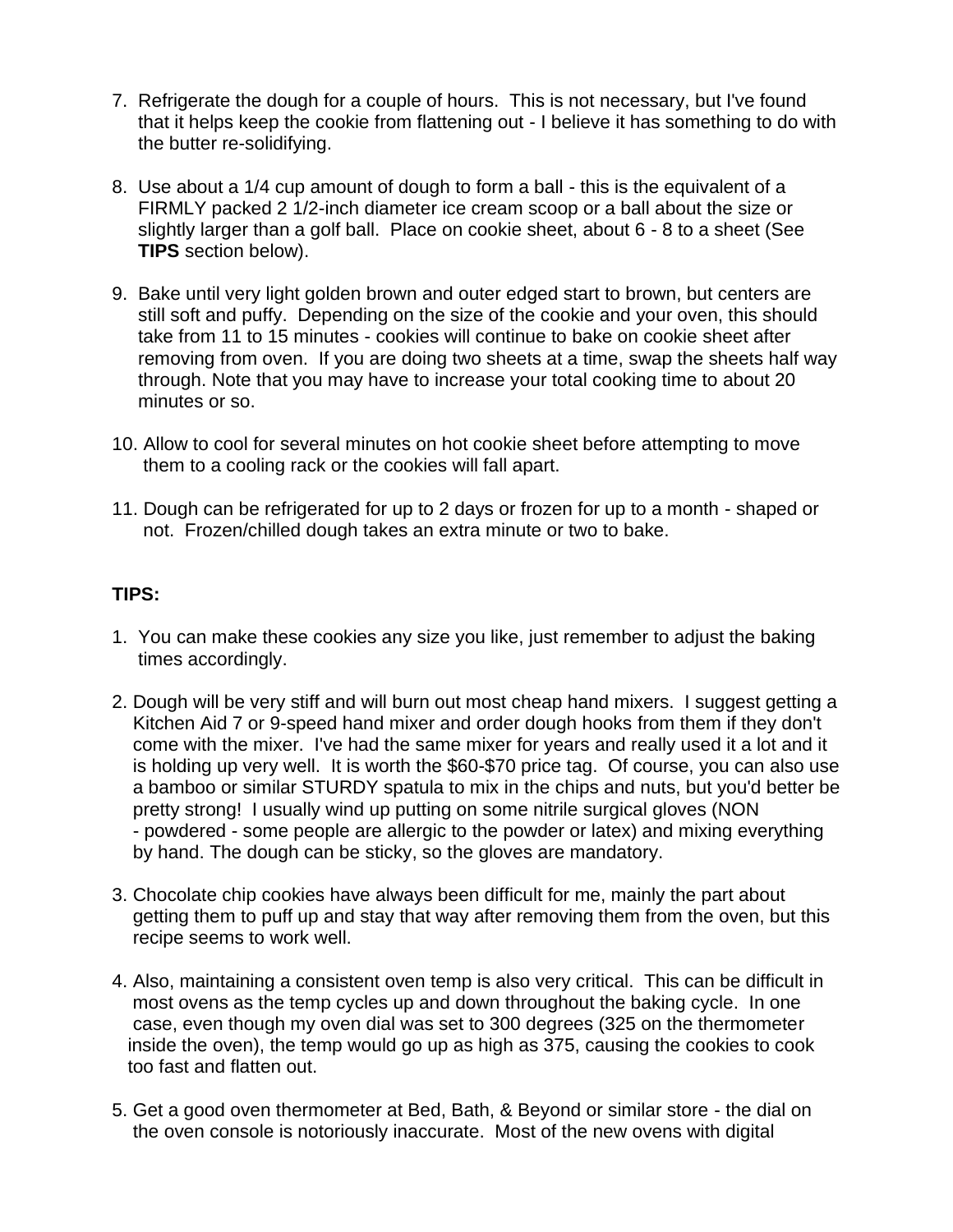7. Refrigerate the dough for a couple of hours. This is not necessary, but I've found that it helps keep the cookie from flattening out - I believe it has something to do with the butter re-solidifying.

8. Use about a 1/4 cup amount of dough to form a ball - this is the equivalent of a FIRMLY packed 2 1/2-inch diameter ice cream scoop or a ball about the size or slightly larger than a golf ball. Place on cookie sheet, about 6 - 8 to a sheet (See **TIPS** section below).

9. Bake until very light golden brown and outer edged start to brown, but centers are still soft and puffy. Depending on the size of the cookie and your oven, this should take from 11 to 15 minutes - cookies will continue to bake on cookie sheet after removing from oven. If you are doing two sheets at a time, swap the sheets half way through. Note that you may have to increase your total cooking time to about 20 minutes or so.

10. Allow to cool for several minutes on hot cookie sheet before attempting to move them to a cooling rack or the cookies will fall apart.

11. Dough can be refrigerated for up to 2 days or frozen for up to a month - shaped or not. Frozen/chilled dough takes an extra minute or two to bake.

**TIPS:**

1. You can make these cookies any size you like, just remember to adjust the baking times accordingly.

2. Dough will be very stiff and will burn out most cheap hand mixers. I suggest getting a Kitchen Aid 7 or 9-speed hand mixer and order dough hooks from them if they don't come with the mixer. I've had the same mixer for years and really used it a lot and it is holding up very well. It is worth the $60-$70 price tag. Of course, you can also use a bamboo or similar STURDY spatula to mix in the chips and nuts, but you'd better be pretty strong! I usually wind up putting on some nitrile surgical gloves (NON - powdered - some people are allergic to the powder or latex) and mixing everything by hand. The dough can be sticky, so the gloves are mandatory.

3. Chocolate chip cookies have always been difficult for me, mainly the part about getting them to puff up and stay that way after removing them from the oven, but this recipe seems to work well.

4. Also, maintaining a consistent oven temp is also very critical. This can be difficult in most ovens as the temp cycles up and down throughout the baking cycle. In one case, even though my oven dial was set to 300 degrees (325 on the thermometer inside the oven), the temp would go up as high as 375, causing the cookies to cook too fast and flatten out.

5. Get a good oven thermometer at Bed, Bath, & Beyond or similar store - the dial on the oven console is notoriously inaccurate. Most of the new ovens with digital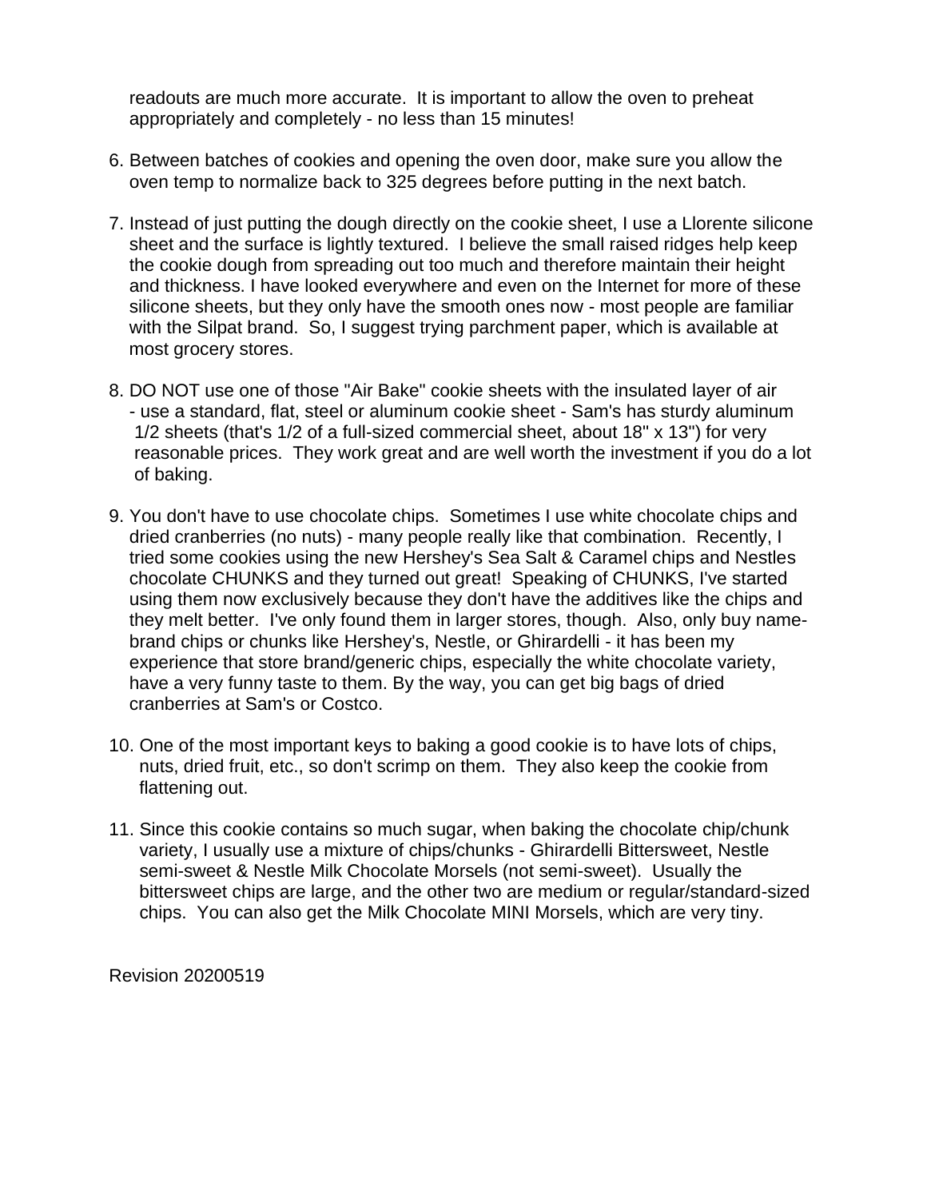readouts are much more accurate. It is important to allow the oven to preheat appropriately and completely - no less than 15 minutes!

6. Between batches of cookies and opening the oven door, make sure you allow the oven temp to normalize back to 325 degrees before putting in the next batch.

7. Instead of just putting the dough directly on the cookie sheet, I use a Llorente silicone sheet and the surface is lightly textured. I believe the small raised ridges help keep the cookie dough from spreading out too much and therefore maintain their height and thickness. I have looked everywhere and even on the Internet for more of these silicone sheets, but they only have the smooth ones now - most people are familiar with the Silpat brand. So, I suggest trying parchment paper, which is available at most grocery stores.

8. DO NOT use one of those "Air Bake" cookie sheets with the insulated layer of air - use a standard, flat, steel or aluminum cookie sheet - Sam's has sturdy aluminum 1/2 sheets (that's 1/2 of a full-sized commercial sheet, about 18" x 13") for very reasonable prices. They work great and are well worth the investment if you do a lot of baking.

9. You don't have to use chocolate chips. Sometimes I use white chocolate chips and dried cranberries (no nuts) - many people really like that combination. Recently, I tried some cookies using the new Hershey's Sea Salt & Caramel chips and Nestles chocolate CHUNKS and they turned out great! Speaking of CHUNKS, I've started using them now exclusively because they don't have the additives like the chips and they melt better. I've only found them in larger stores, though. Also, only buy name-brand chips or chunks like Hershey's, Nestle, or Ghirardelli - it has been my experience that store brand/generic chips, especially the white chocolate variety, have a very funny taste to them. By the way, you can get big bags of dried cranberries at Sam's or Costco.

10. One of the most important keys to baking a good cookie is to have lots of chips, nuts, dried fruit, etc., so don't scrimp on them. They also keep the cookie from flattening out.

11. Since this cookie contains so much sugar, when baking the chocolate chip/chunk variety, I usually use a mixture of chips/chunks - Ghirardelli Bittersweet, Nestle semi-sweet & Nestle Milk Chocolate Morsels (not semi-sweet). Usually the bittersweet chips are large, and the other two are medium or regular/standard-sized chips. You can also get the Milk Chocolate MINI Morsels, which are very tiny.

Revision 20200519